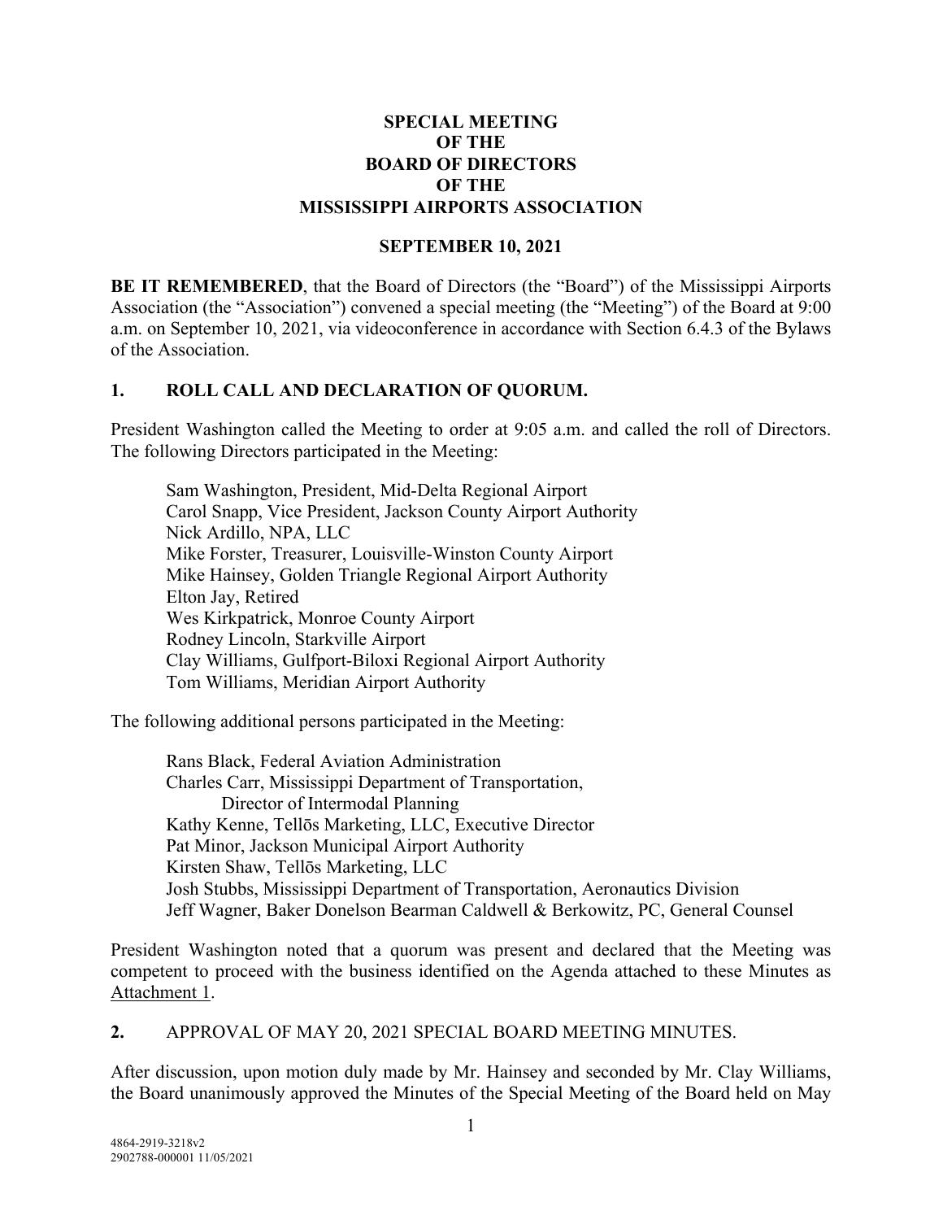# SPECIAL MEETING OF THE BOARD OF DIRECTORS OF THE MISSISSIPPI AIRPORTS ASSOCIATION

## SEPTEMBER 10, 2021

**BE IT REMEMBERED**, that the Board of Directors (the "Board") of the Mississippi Airports Association (the "Association") convened a special meeting (the "Meeting") of the Board at 9:00 a.m. on September 10, 2021, via videoconference in accordance with Section 6.4.3 of the Bylaws of the Association.

## 1. ROLL CALL AND DECLARATION OF QUORUM.

President Washington called the Meeting to order at 9:05 a.m. and called the roll of Directors. The following Directors participated in the Meeting:

Sam Washington, President, Mid-Delta Regional Airport
Carol Snapp, Vice President, Jackson County Airport Authority
Nick Ardillo, NPA, LLC
Mike Forster, Treasurer, Louisville-Winston County Airport
Mike Hainsey, Golden Triangle Regional Airport Authority
Elton Jay, Retired
Wes Kirkpatrick, Monroe County Airport
Rodney Lincoln, Starkville Airport
Clay Williams, Gulfport-Biloxi Regional Airport Authority
Tom Williams, Meridian Airport Authority

The following additional persons participated in the Meeting:

Rans Black, Federal Aviation Administration
Charles Carr, Mississippi Department of Transportation, Director of Intermodal Planning
Kathy Kenne, Tellōs Marketing, LLC, Executive Director
Pat Minor, Jackson Municipal Airport Authority
Kirsten Shaw, Tellōs Marketing, LLC
Josh Stubbs, Mississippi Department of Transportation, Aeronautics Division
Jeff Wagner, Baker Donelson Bearman Caldwell & Berkowitz, PC, General Counsel

President Washington noted that a quorum was present and declared that the Meeting was competent to proceed with the business identified on the Agenda attached to these Minutes as Attachment 1.

**2.** APPROVAL OF MAY 20, 2021 SPECIAL BOARD MEETING MINUTES.

After discussion, upon motion duly made by Mr. Hainsey and seconded by Mr. Clay Williams, the Board unanimously approved the Minutes of the Special Meeting of the Board held on May

4864-2919-3218v2
2902788-000001 11/05/2021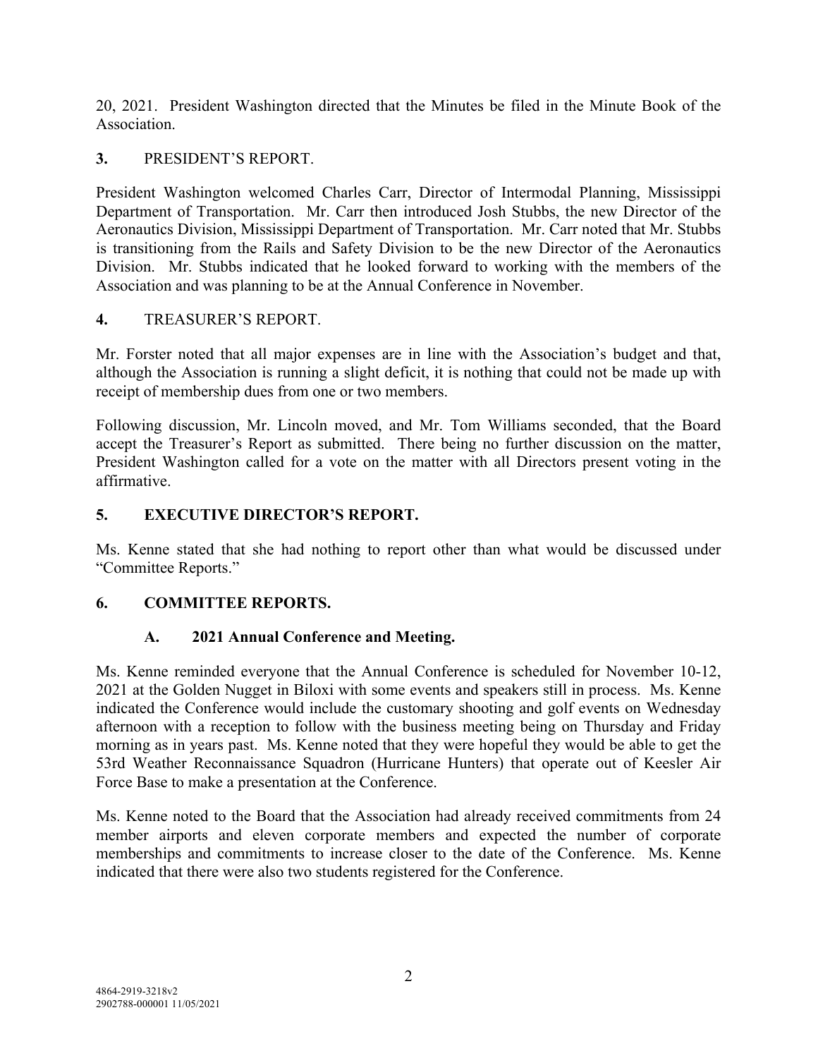20, 2021. President Washington directed that the Minutes be filed in the Minute Book of the Association.

**3.** PRESIDENT'S REPORT.

President Washington welcomed Charles Carr, Director of Intermodal Planning, Mississippi Department of Transportation. Mr. Carr then introduced Josh Stubbs, the new Director of the Aeronautics Division, Mississippi Department of Transportation. Mr. Carr noted that Mr. Stubbs is transitioning from the Rails and Safety Division to be the new Director of the Aeronautics Division. Mr. Stubbs indicated that he looked forward to working with the members of the Association and was planning to be at the Annual Conference in November.

**4.** TREASURER'S REPORT.

Mr. Forster noted that all major expenses are in line with the Association's budget and that, although the Association is running a slight deficit, it is nothing that could not be made up with receipt of membership dues from one or two members.

Following discussion, Mr. Lincoln moved, and Mr. Tom Williams seconded, that the Board accept the Treasurer's Report as submitted. There being no further discussion on the matter, President Washington called for a vote on the matter with all Directors present voting in the affirmative.

## 5. EXECUTIVE DIRECTOR'S REPORT.

Ms. Kenne stated that she had nothing to report other than what would be discussed under "Committee Reports."

## 6. COMMITTEE REPORTS.

### A. 2021 Annual Conference and Meeting.

Ms. Kenne reminded everyone that the Annual Conference is scheduled for November 10-12, 2021 at the Golden Nugget in Biloxi with some events and speakers still in process. Ms. Kenne indicated the Conference would include the customary shooting and golf events on Wednesday afternoon with a reception to follow with the business meeting being on Thursday and Friday morning as in years past. Ms. Kenne noted that they were hopeful they would be able to get the 53rd Weather Reconnaissance Squadron (Hurricane Hunters) that operate out of Keesler Air Force Base to make a presentation at the Conference.

Ms. Kenne noted to the Board that the Association had already received commitments from 24 member airports and eleven corporate members and expected the number of corporate memberships and commitments to increase closer to the date of the Conference. Ms. Kenne indicated that there were also two students registered for the Conference.

4864-2919-3218v2
2902788-000001 11/05/2021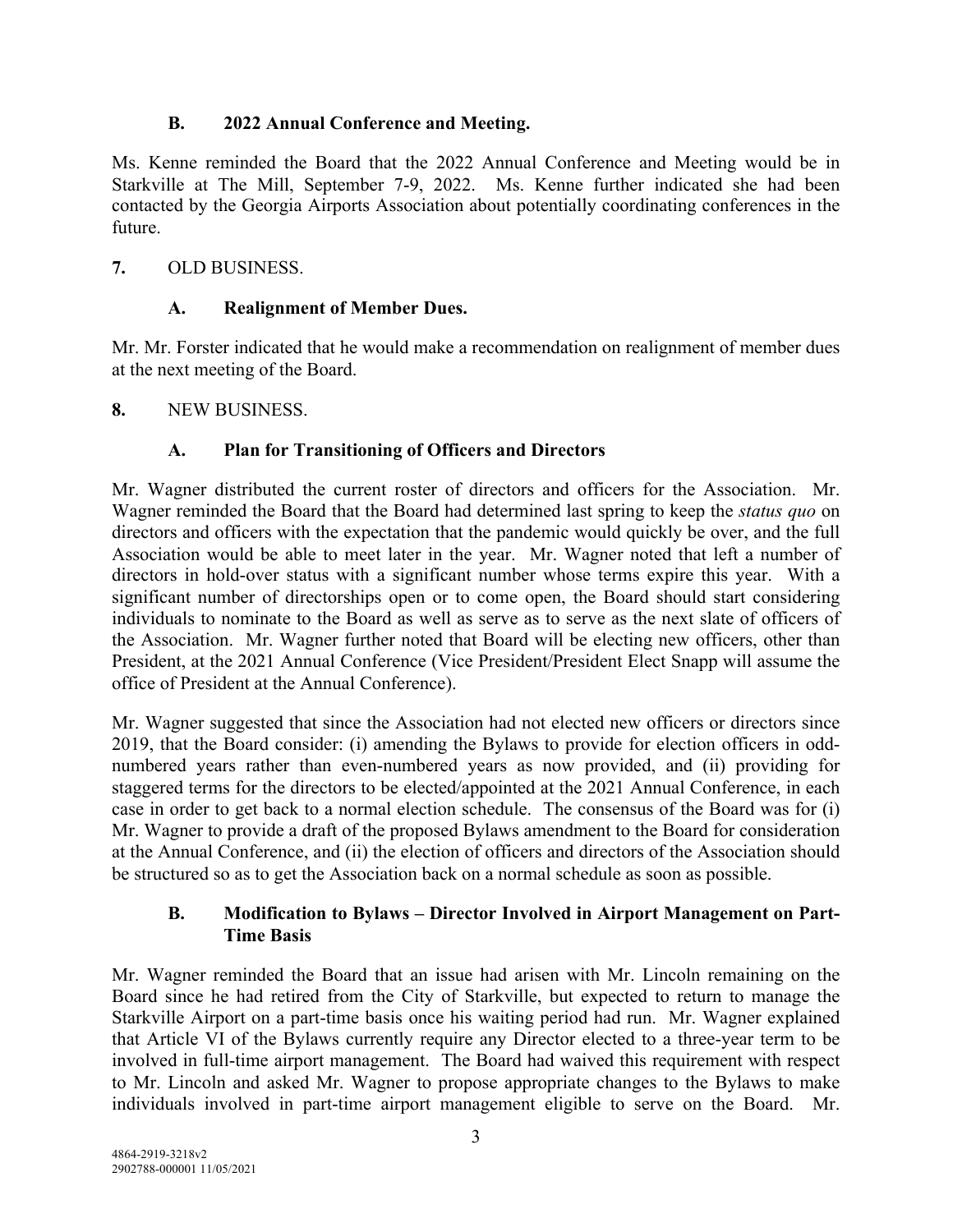### B. 2022 Annual Conference and Meeting.

Ms. Kenne reminded the Board that the 2022 Annual Conference and Meeting would be in Starkville at The Mill, September 7-9, 2022. Ms. Kenne further indicated she had been contacted by the Georgia Airports Association about potentially coordinating conferences in the future.

## 7. OLD BUSINESS.

### A. Realignment of Member Dues.

Mr. Mr. Forster indicated that he would make a recommendation on realignment of member dues at the next meeting of the Board.

## 8. NEW BUSINESS.

### A. Plan for Transitioning of Officers and Directors

Mr. Wagner distributed the current roster of directors and officers for the Association. Mr. Wagner reminded the Board that the Board had determined last spring to keep the *status quo* on directors and officers with the expectation that the pandemic would quickly be over, and the full Association would be able to meet later in the year. Mr. Wagner noted that left a number of directors in hold-over status with a significant number whose terms expire this year. With a significant number of directorships open or to come open, the Board should start considering individuals to nominate to the Board as well as serve as to serve as the next slate of officers of the Association. Mr. Wagner further noted that Board will be electing new officers, other than President, at the 2021 Annual Conference (Vice President/President Elect Snapp will assume the office of President at the Annual Conference).

Mr. Wagner suggested that since the Association had not elected new officers or directors since 2019, that the Board consider: (i) amending the Bylaws to provide for election officers in odd-numbered years rather than even-numbered years as now provided, and (ii) providing for staggered terms for the directors to be elected/appointed at the 2021 Annual Conference, in each case in order to get back to a normal election schedule. The consensus of the Board was for (i) Mr. Wagner to provide a draft of the proposed Bylaws amendment to the Board for consideration at the Annual Conference, and (ii) the election of officers and directors of the Association should be structured so as to get the Association back on a normal schedule as soon as possible.

### B. Modification to Bylaws – Director Involved in Airport Management on Part-Time Basis

Mr. Wagner reminded the Board that an issue had arisen with Mr. Lincoln remaining on the Board since he had retired from the City of Starkville, but expected to return to manage the Starkville Airport on a part-time basis once his waiting period had run. Mr. Wagner explained that Article VI of the Bylaws currently require any Director elected to a three-year term to be involved in full-time airport management. The Board had waived this requirement with respect to Mr. Lincoln and asked Mr. Wagner to propose appropriate changes to the Bylaws to make individuals involved in part-time airport management eligible to serve on the Board. Mr.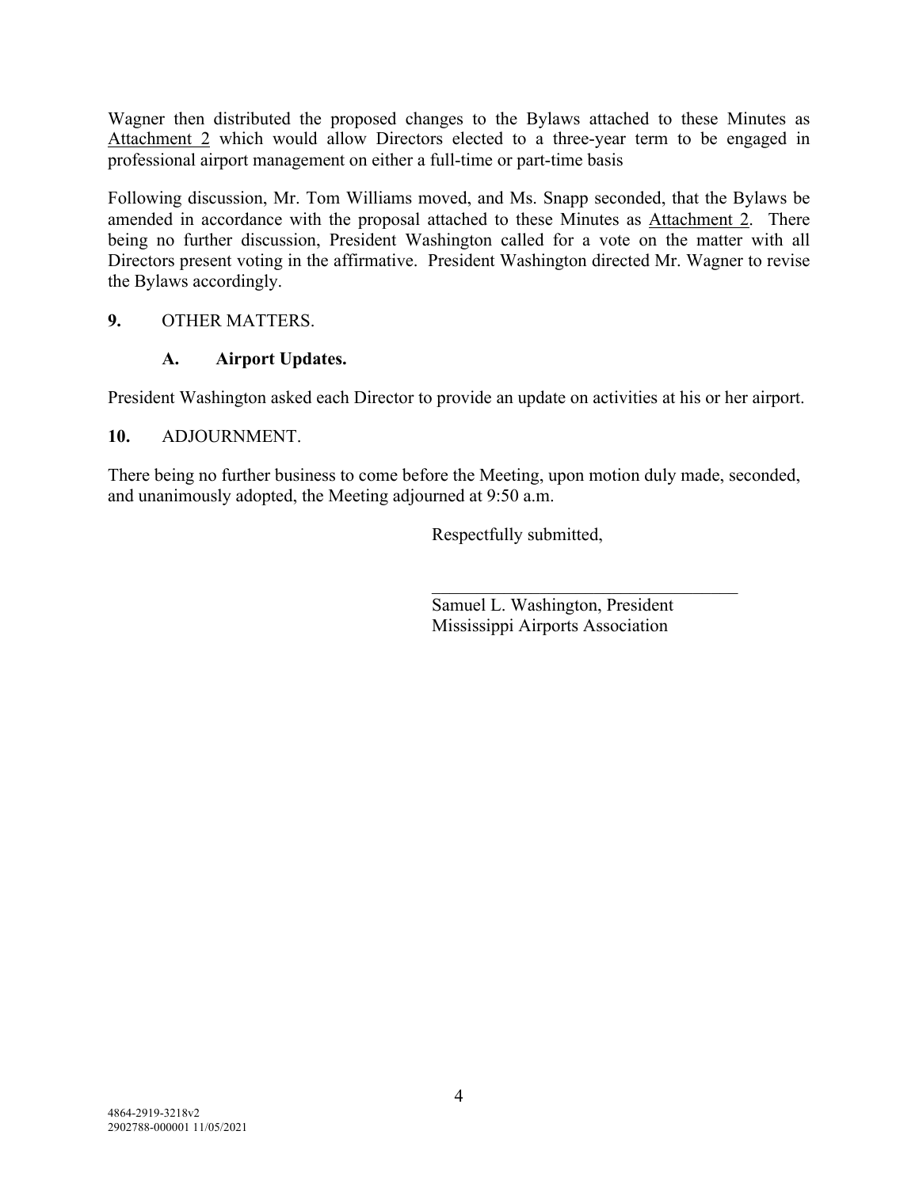Wagner then distributed the proposed changes to the Bylaws attached to these Minutes as Attachment 2 which would allow Directors elected to a three-year term to be engaged in professional airport management on either a full-time or part-time basis

Following discussion, Mr. Tom Williams moved, and Ms. Snapp seconded, that the Bylaws be amended in accordance with the proposal attached to these Minutes as Attachment 2. There being no further discussion, President Washington called for a vote on the matter with all Directors present voting in the affirmative. President Washington directed Mr. Wagner to revise the Bylaws accordingly.

**9.** OTHER MATTERS.

**A. Airport Updates.**

President Washington asked each Director to provide an update on activities at his or her airport.

**10.** ADJOURNMENT.

There being no further business to come before the Meeting, upon motion duly made, seconded, and unanimously adopted, the Meeting adjourned at 9:50 a.m.

Respectfully submitted,

\_\_\_\_\_\_\_\_\_\_\_\_\_\_\_\_\_\_\_\_\_\_\_\_\_\_\_\_\_\_\_\_\_\_\_\_

Samuel L. Washington, President
Mississippi Airports Association

4864-2919-3218v2
2902788-000001 11/05/2021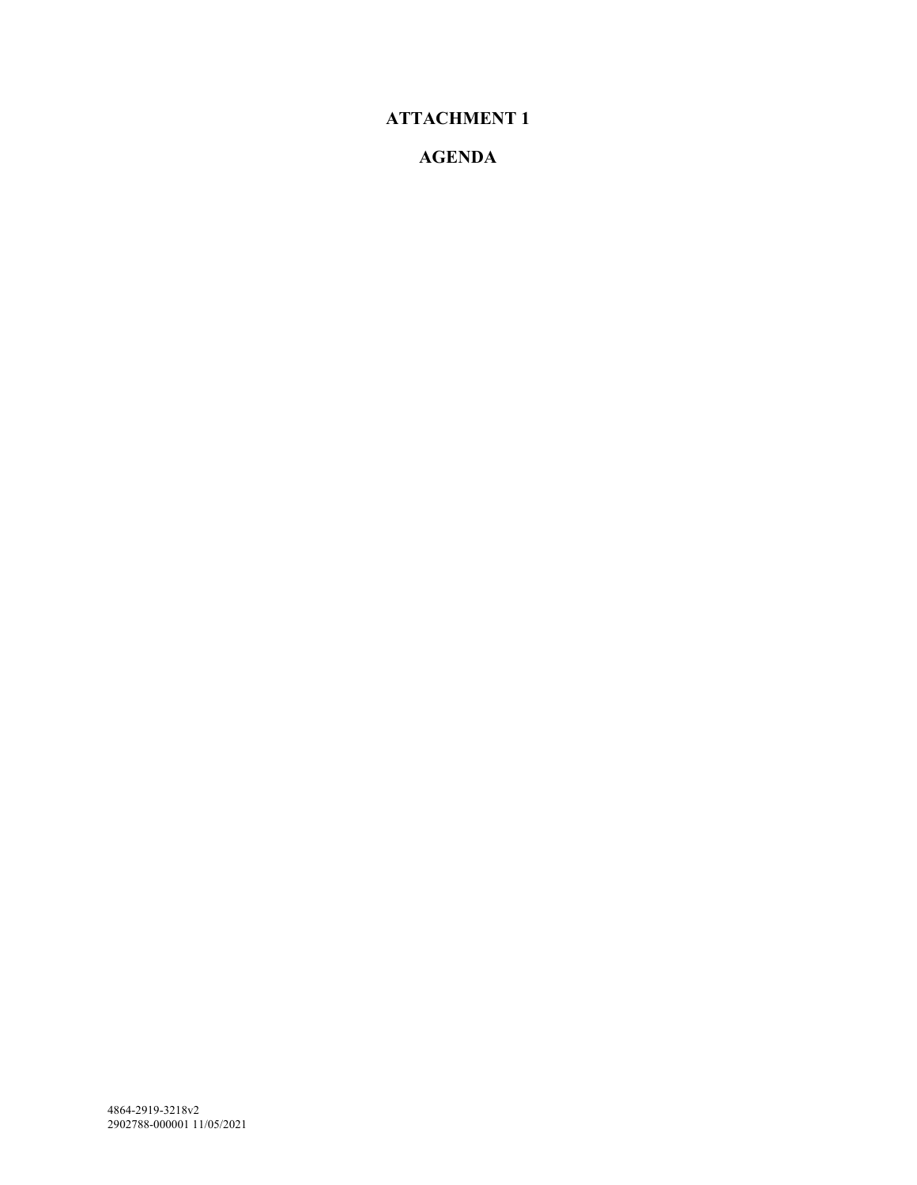# ATTACHMENT 1

# AGENDA

4864-2919-3218v2
2902788-000001 11/05/2021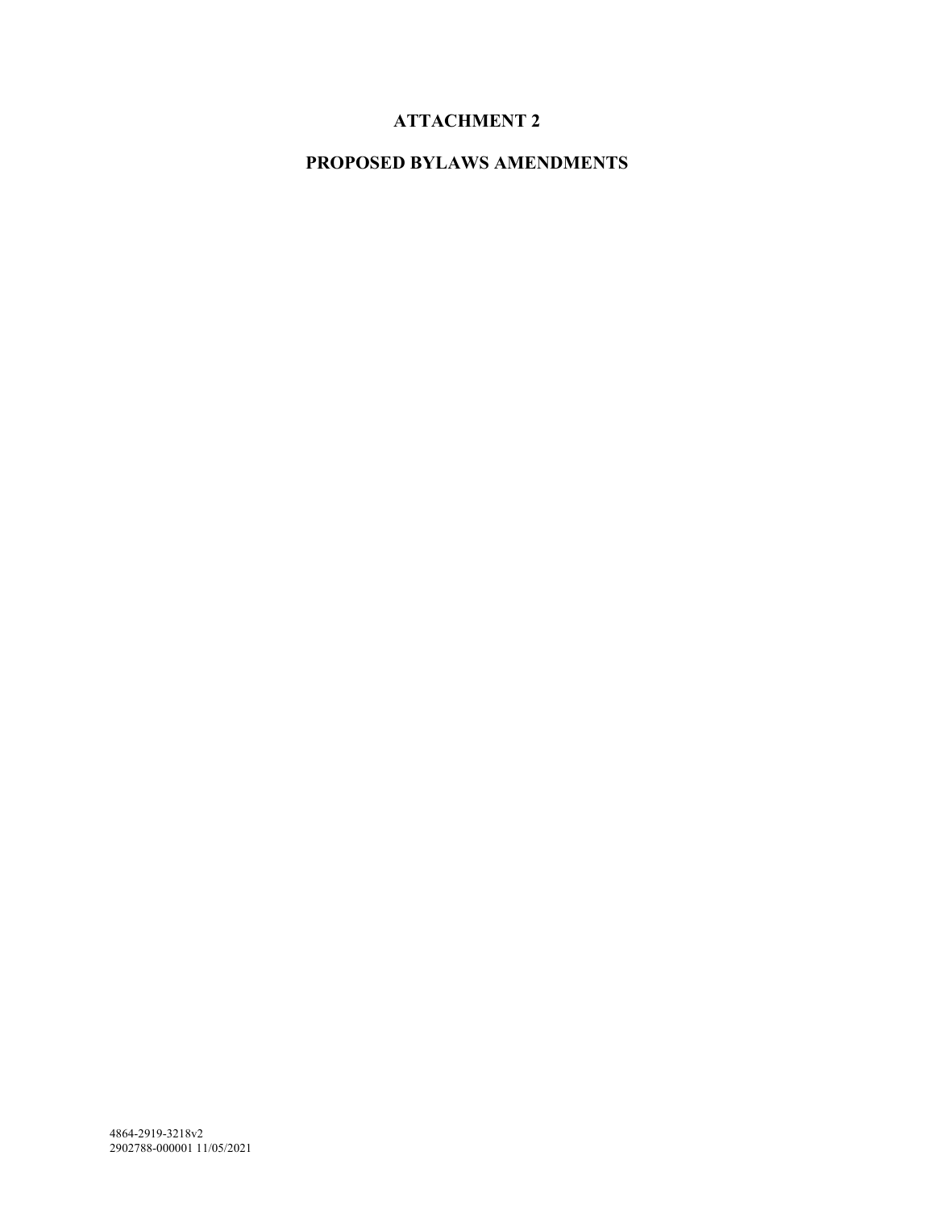# ATTACHMENT 2

# PROPOSED BYLAWS AMENDMENTS

4864-2919-3218v2
2902788-000001 11/05/2021